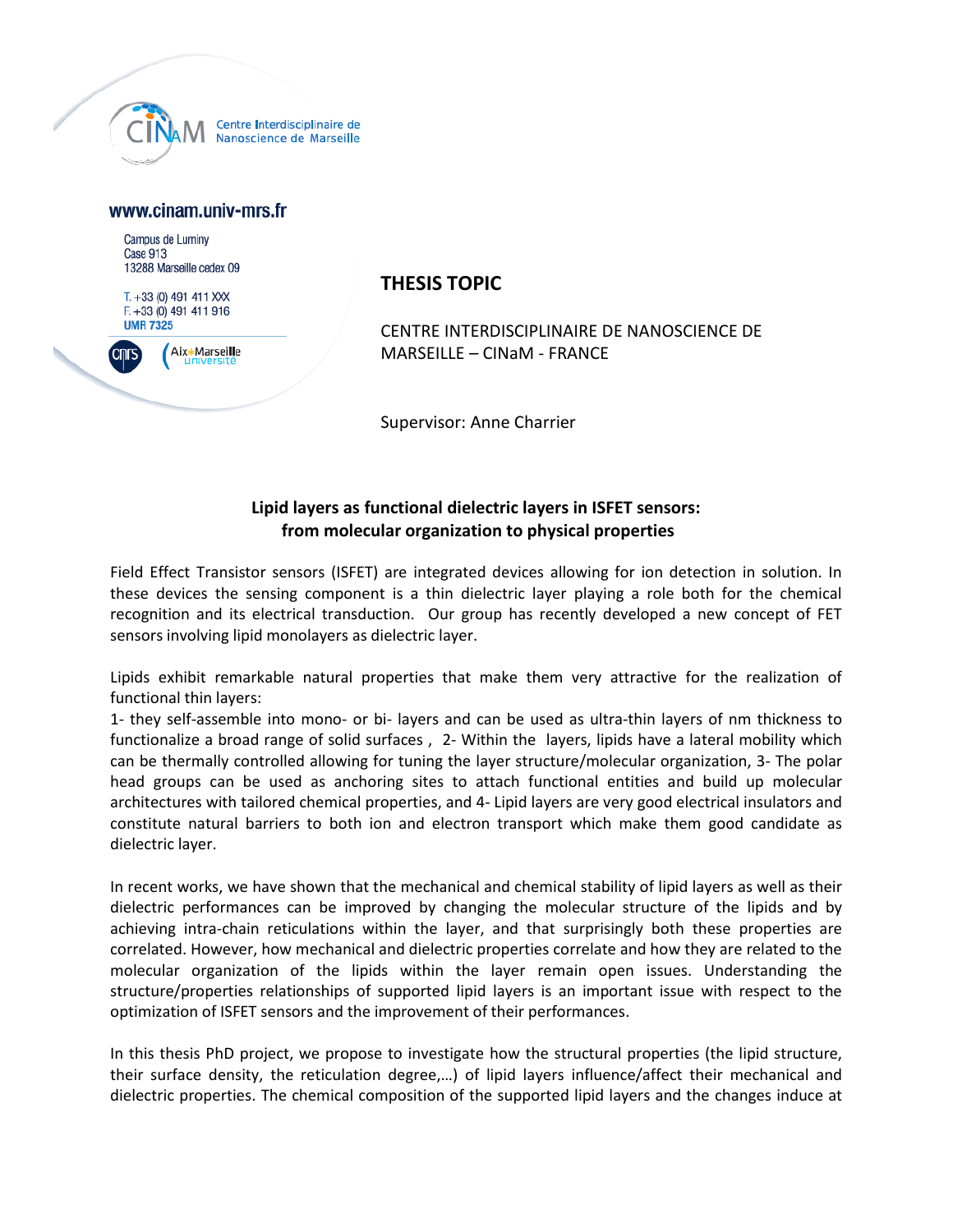Centre Interdisciplinaire de Nanoscience de Marseille

www.cinam.univ-mrs.fr

Campus de Luminy
Case 913
13288 Marseille cedex 09

T. +33 (0) 491 411 XXX
F. +33 (0) 491 411 916
UMR 7325

## THESIS TOPIC

CENTRE INTERDISCIPLINAIRE DE NANOSCIENCE DE MARSEILLE – CINaM - FRANCE

Supervisor: Anne Charrier

### Lipid layers as functional dielectric layers in ISFET sensors: from molecular organization to physical properties

Field Effect Transistor sensors (ISFET) are integrated devices allowing for ion detection in solution. In these devices the sensing component is a thin dielectric layer playing a role both for the chemical recognition and its electrical transduction. Our group has recently developed a new concept of FET sensors involving lipid monolayers as dielectric layer.

Lipids exhibit remarkable natural properties that make them very attractive for the realization of functional thin layers:
1- they self-assemble into mono- or bi- layers and can be used as ultra-thin layers of nm thickness to functionalize a broad range of solid surfaces , 2- Within the layers, lipids have a lateral mobility which can be thermally controlled allowing for tuning the layer structure/molecular organization, 3- The polar head groups can be used as anchoring sites to attach functional entities and build up molecular architectures with tailored chemical properties, and 4- Lipid layers are very good electrical insulators and constitute natural barriers to both ion and electron transport which make them good candidate as dielectric layer.

In recent works, we have shown that the mechanical and chemical stability of lipid layers as well as their dielectric performances can be improved by changing the molecular structure of the lipids and by achieving intra-chain reticulations within the layer, and that surprisingly both these properties are correlated. However, how mechanical and dielectric properties correlate and how they are related to the molecular organization of the lipids within the layer remain open issues. Understanding the structure/properties relationships of supported lipid layers is an important issue with respect to the optimization of ISFET sensors and the improvement of their performances.

In this thesis PhD project, we propose to investigate how the structural properties (the lipid structure, their surface density, the reticulation degree,…) of lipid layers influence/affect their mechanical and dielectric properties. The chemical composition of the supported lipid layers and the changes induce at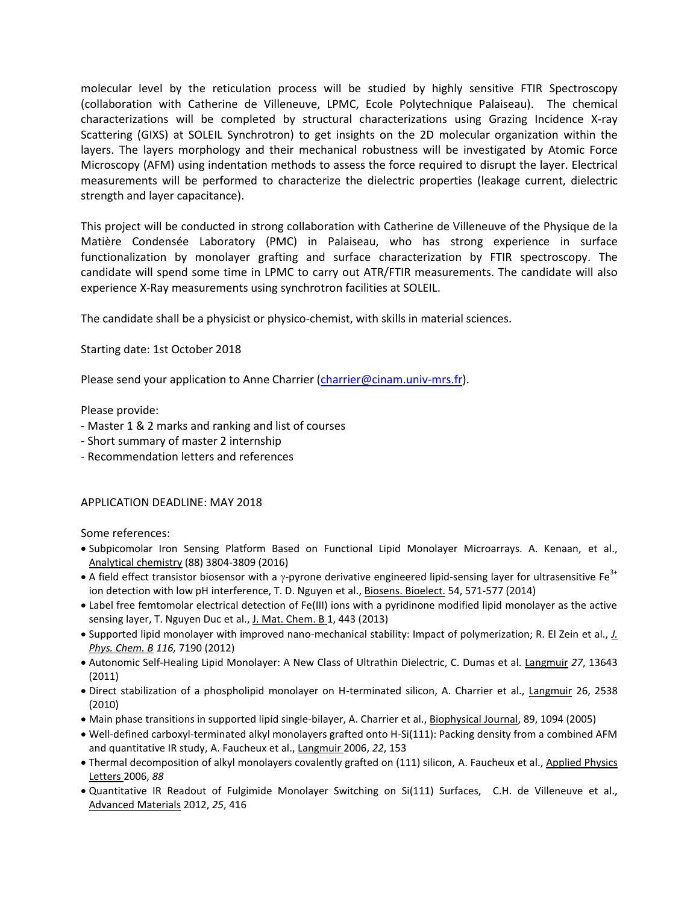molecular level by the reticulation process will be studied by highly sensitive FTIR Spectroscopy (collaboration with Catherine de Villeneuve, LPMC, Ecole Polytechnique Palaiseau). The chemical characterizations will be completed by structural characterizations using Grazing Incidence X-ray Scattering (GIXS) at SOLEIL Synchrotron) to get insights on the 2D molecular organization within the layers. The layers morphology and their mechanical robustness will be investigated by Atomic Force Microscopy (AFM) using indentation methods to assess the force required to disrupt the layer. Electrical measurements will be performed to characterize the dielectric properties (leakage current, dielectric strength and layer capacitance).

This project will be conducted in strong collaboration with Catherine de Villeneuve of the Physique de la Matière Condensée Laboratory (PMC) in Palaiseau, who has strong experience in surface functionalization by monolayer grafting and surface characterization by FTIR spectroscopy. The candidate will spend some time in LPMC to carry out ATR/FTIR measurements. The candidate will also experience X-Ray measurements using synchrotron facilities at SOLEIL.

The candidate shall be a physicist or physico-chemist, with skills in material sciences.

Starting date: 1st October 2018

Please send your application to Anne Charrier (charrier@cinam.univ-mrs.fr).

Please provide:
- Master 1 & 2 marks and ranking and list of courses
- Short summary of master 2 internship
- Recommendation letters and references

APPLICATION DEADLINE: MAY 2018

Some references:

- Subpicomolar Iron Sensing Platform Based on Functional Lipid Monolayer Microarrays. A. Kenaan, et al., Analytical chemistry (88) 3804-3809 (2016)
- A field effect transistor biosensor with a $\gamma$-pyrone derivative engineered lipid-sensing layer for ultrasensitive $Fe^{3+}$ ion detection with low pH interference, T. D. Nguyen et al., Biosens. Bioelect. 54, 571-577 (2014)
- Label free femtomolar electrical detection of Fe(III) ions with a pyridinone modified lipid monolayer as the active sensing layer, T. Nguyen Duc et al., J. Mat. Chem. B 1, 443 (2013)
- Supported lipid monolayer with improved nano-mechanical stability: Impact of polymerization; R. El Zein et al., *J. Phys. Chem. B* *116,* 7190 (2012)
- Autonomic Self-Healing Lipid Monolayer: A New Class of Ultrathin Dielectric, C. Dumas et al. Langmuir *27*, 13643 (2011)
- Direct stabilization of a phospholipid monolayer on H-terminated silicon, A. Charrier et al., Langmuir 26, 2538 (2010)
- Main phase transitions in supported lipid single-bilayer, A. Charrier et al., Biophysical Journal, 89, 1094 (2005)
- Well-defined carboxyl-terminated alkyl monolayers grafted onto H-Si(111): Packing density from a combined AFM and quantitative IR study, A. Faucheux et al., Langmuir 2006, *22*, 153
- Thermal decomposition of alkyl monolayers covalently grafted on (111) silicon, A. Faucheux et al., Applied Physics Letters 2006, *88*
- Quantitative IR Readout of Fulgimide Monolayer Switching on Si(111) Surfaces, C.H. de Villeneuve et al., Advanced Materials 2012, *25*, 416